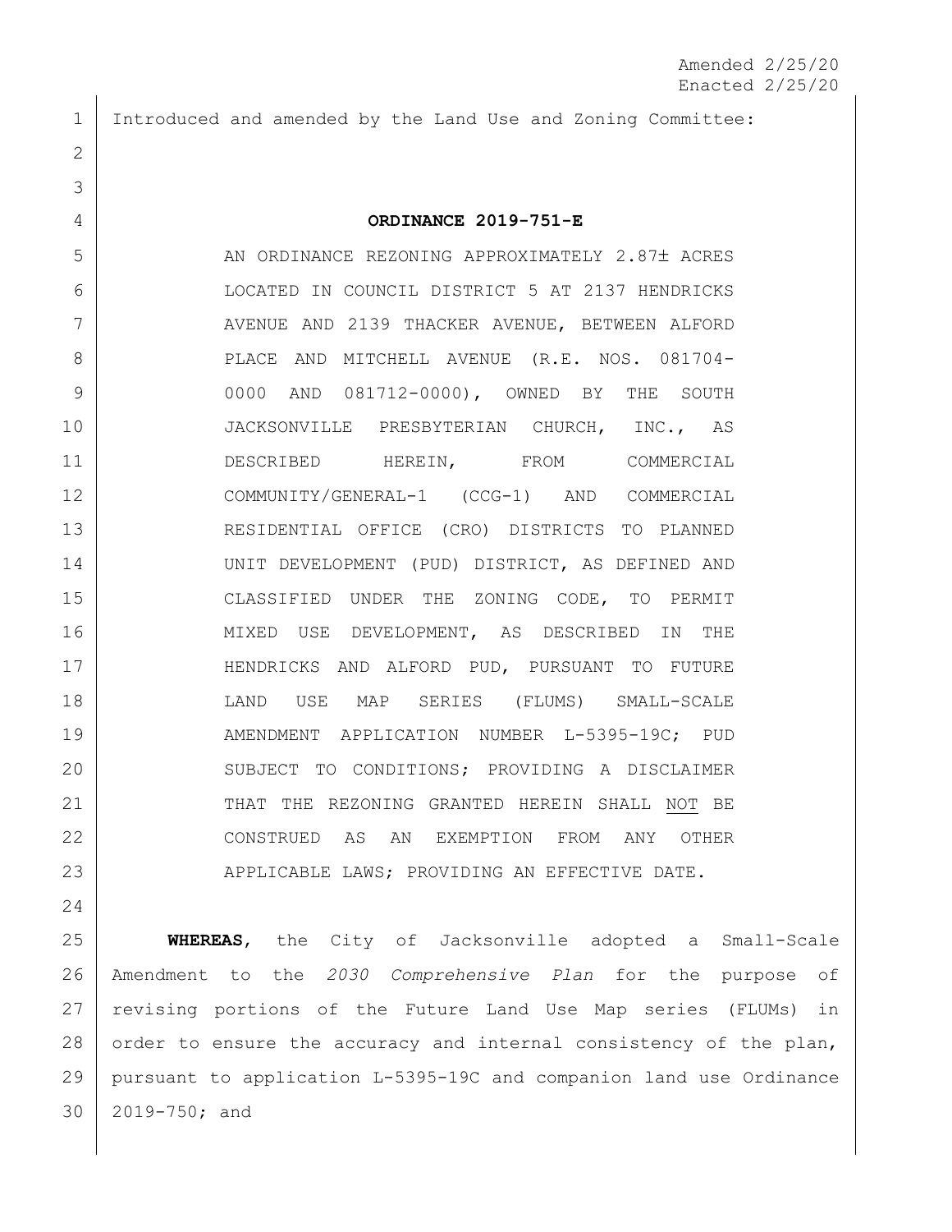Amended 2/25/20
Enacted 2/25/20

Introduced and amended by the Land Use and Zoning Committee:

**ORDINANCE 2019-751-E**

AN ORDINANCE REZONING APPROXIMATELY 2.87± ACRES LOCATED IN COUNCIL DISTRICT 5 AT 2137 HENDRICKS AVENUE AND 2139 THACKER AVENUE, BETWEEN ALFORD PLACE AND MITCHELL AVENUE (R.E. NOS. 081704-0000 AND 081712-0000), OWNED BY THE SOUTH JACKSONVILLE PRESBYTERIAN CHURCH, INC., AS DESCRIBED HEREIN, FROM COMMERCIAL COMMUNITY/GENERAL-1 (CCG-1) AND COMMERCIAL RESIDENTIAL OFFICE (CRO) DISTRICTS TO PLANNED UNIT DEVELOPMENT (PUD) DISTRICT, AS DEFINED AND CLASSIFIED UNDER THE ZONING CODE, TO PERMIT MIXED USE DEVELOPMENT, AS DESCRIBED IN THE HENDRICKS AND ALFORD PUD, PURSUANT TO FUTURE LAND USE MAP SERIES (FLUMS) SMALL-SCALE AMENDMENT APPLICATION NUMBER L-5395-19C; PUD SUBJECT TO CONDITIONS; PROVIDING A DISCLAIMER THAT THE REZONING GRANTED HEREIN SHALL NOT BE CONSTRUED AS AN EXEMPTION FROM ANY OTHER APPLICABLE LAWS; PROVIDING AN EFFECTIVE DATE.

**WHEREAS**, the City of Jacksonville adopted a Small-Scale Amendment to the *2030 Comprehensive Plan* for the purpose of revising portions of the Future Land Use Map series (FLUMs) in order to ensure the accuracy and internal consistency of the plan, pursuant to application L-5395-19C and companion land use Ordinance 2019-750; and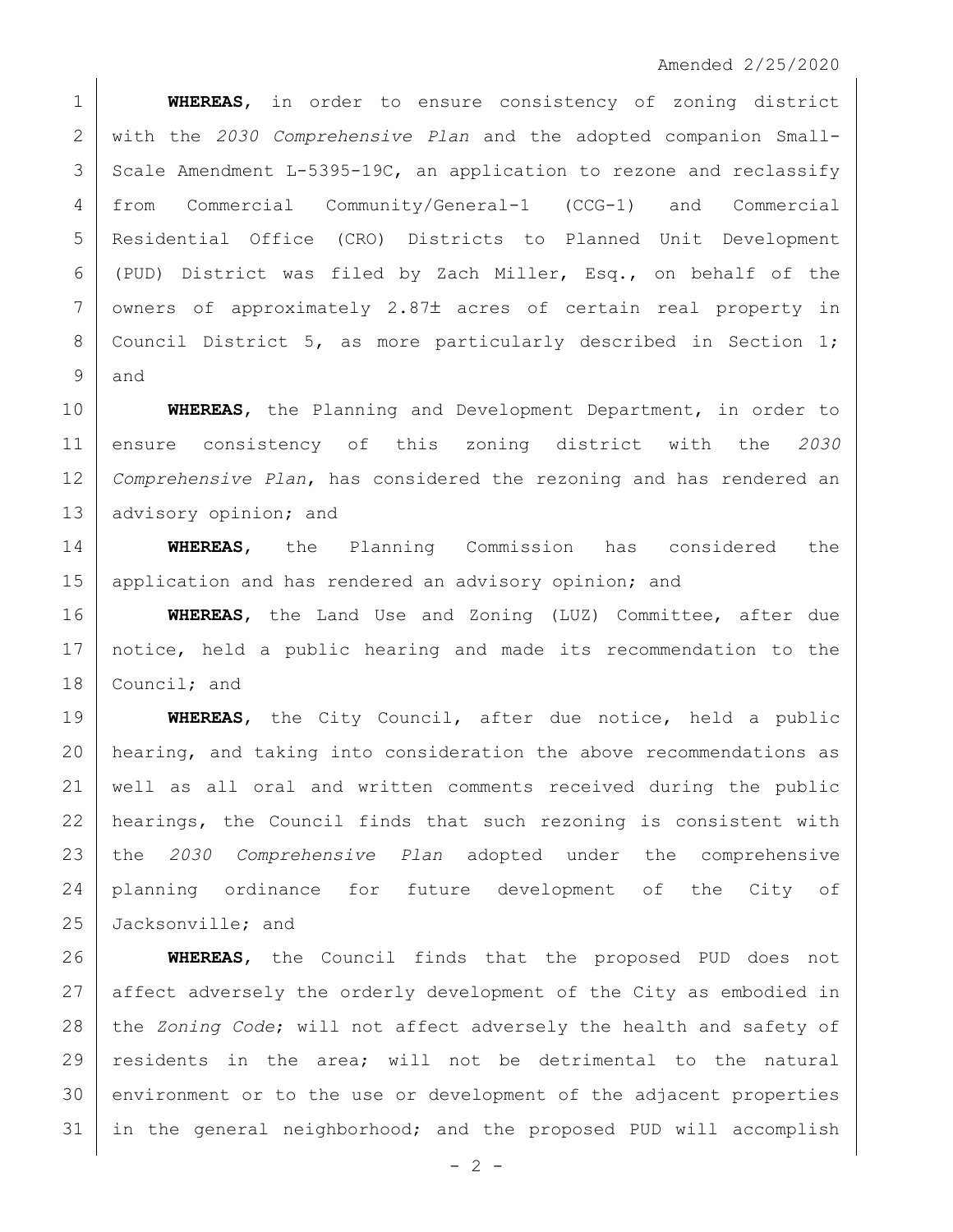**WHEREAS**, in order to ensure consistency of zoning district with the *2030 Comprehensive Plan* and the adopted companion Small-Scale Amendment L-5395-19C, an application to rezone and reclassify from Commercial Community/General-1 (CCG-1) and Commercial Residential Office (CRO) Districts to Planned Unit Development (PUD) District was filed by Zach Miller, Esq., on behalf of the owners of approximately 2.87± acres of certain real property in Council District 5, as more particularly described in Section 1; and

**WHEREAS**, the Planning and Development Department, in order to ensure consistency of this zoning district with the *2030 Comprehensive Plan*, has considered the rezoning and has rendered an advisory opinion; and

**WHEREAS**, the Planning Commission has considered the application and has rendered an advisory opinion; and

**WHEREAS**, the Land Use and Zoning (LUZ) Committee, after due notice, held a public hearing and made its recommendation to the Council; and

**WHEREAS**, the City Council, after due notice, held a public hearing, and taking into consideration the above recommendations as well as all oral and written comments received during the public hearings, the Council finds that such rezoning is consistent with the *2030 Comprehensive Plan* adopted under the comprehensive planning ordinance for future development of the City of Jacksonville; and

**WHEREAS**, the Council finds that the proposed PUD does not affect adversely the orderly development of the City as embodied in the *Zoning Code*; will not affect adversely the health and safety of residents in the area; will not be detrimental to the natural environment or to the use or development of the adjacent properties in the general neighborhood; and the proposed PUD will accomplish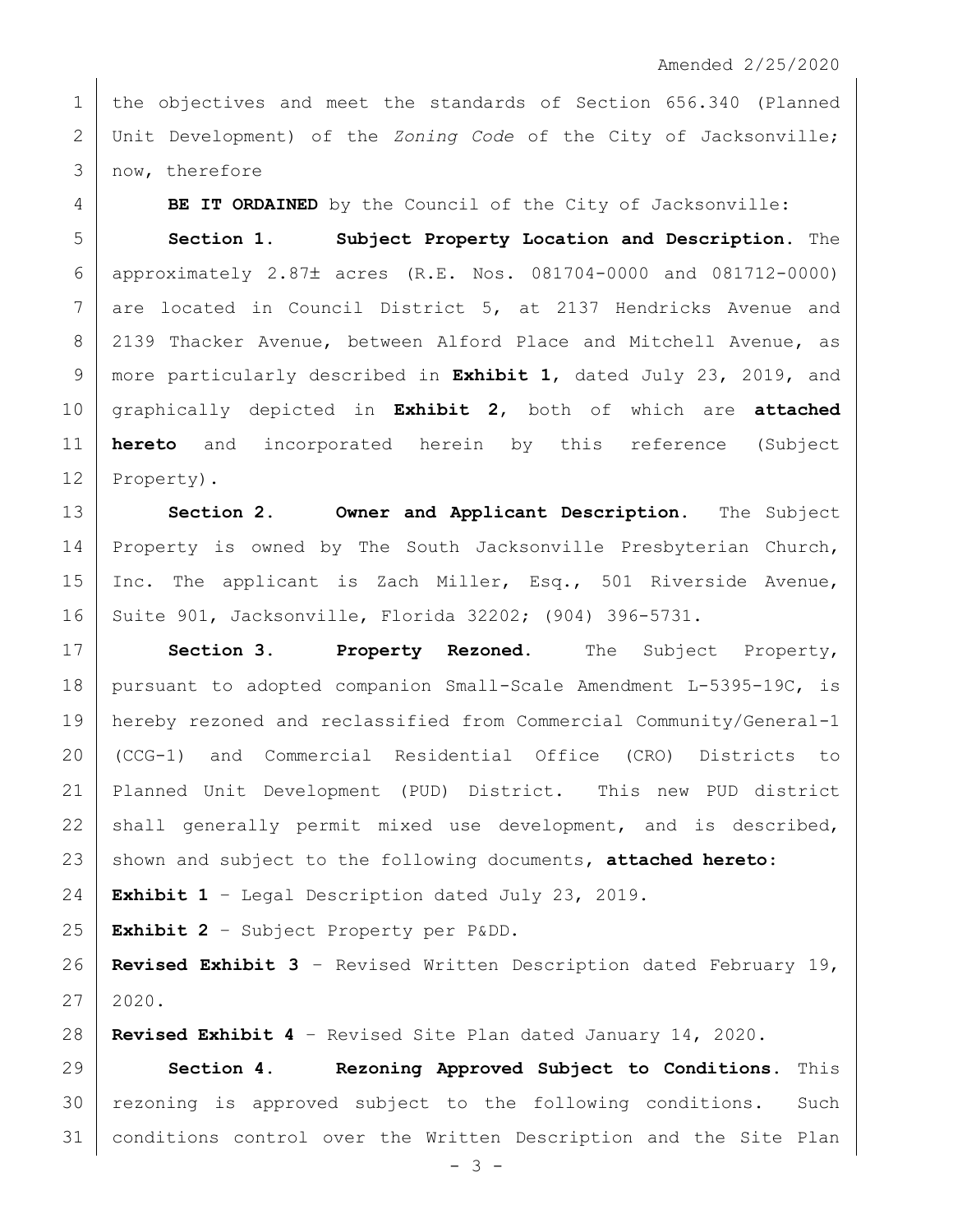the objectives and meet the standards of Section 656.340 (Planned Unit Development) of the *Zoning Code* of the City of Jacksonville; now, therefore

**BE IT ORDAINED** by the Council of the City of Jacksonville:

**Section 1. Subject Property Location and Description.** The approximately 2.87± acres (R.E. Nos. 081704-0000 and 081712-0000) are located in Council District 5, at 2137 Hendricks Avenue and 2139 Thacker Avenue, between Alford Place and Mitchell Avenue, as more particularly described in **Exhibit 1**, dated July 23, 2019, and graphically depicted in **Exhibit 2**, both of which are **attached hereto** and incorporated herein by this reference (Subject Property).

**Section 2. Owner and Applicant Description.** The Subject Property is owned by The South Jacksonville Presbyterian Church, Inc. The applicant is Zach Miller, Esq., 501 Riverside Avenue, Suite 901, Jacksonville, Florida 32202; (904) 396-5731.

**Section 3. Property Rezoned.** The Subject Property, pursuant to adopted companion Small-Scale Amendment L-5395-19C, is hereby rezoned and reclassified from Commercial Community/General-1 (CCG-1) and Commercial Residential Office (CRO) Districts to Planned Unit Development (PUD) District. This new PUD district shall generally permit mixed use development, and is described, shown and subject to the following documents, **attached hereto**:

**Exhibit 1** – Legal Description dated July 23, 2019.

**Exhibit 2** – Subject Property per P&DD.

**Revised Exhibit 3** – Revised Written Description dated February 19, 2020.

**Revised Exhibit 4** – Revised Site Plan dated January 14, 2020.

**Section 4. Rezoning Approved Subject to Conditions.** This rezoning is approved subject to the following conditions. Such conditions control over the Written Description and the Site Plan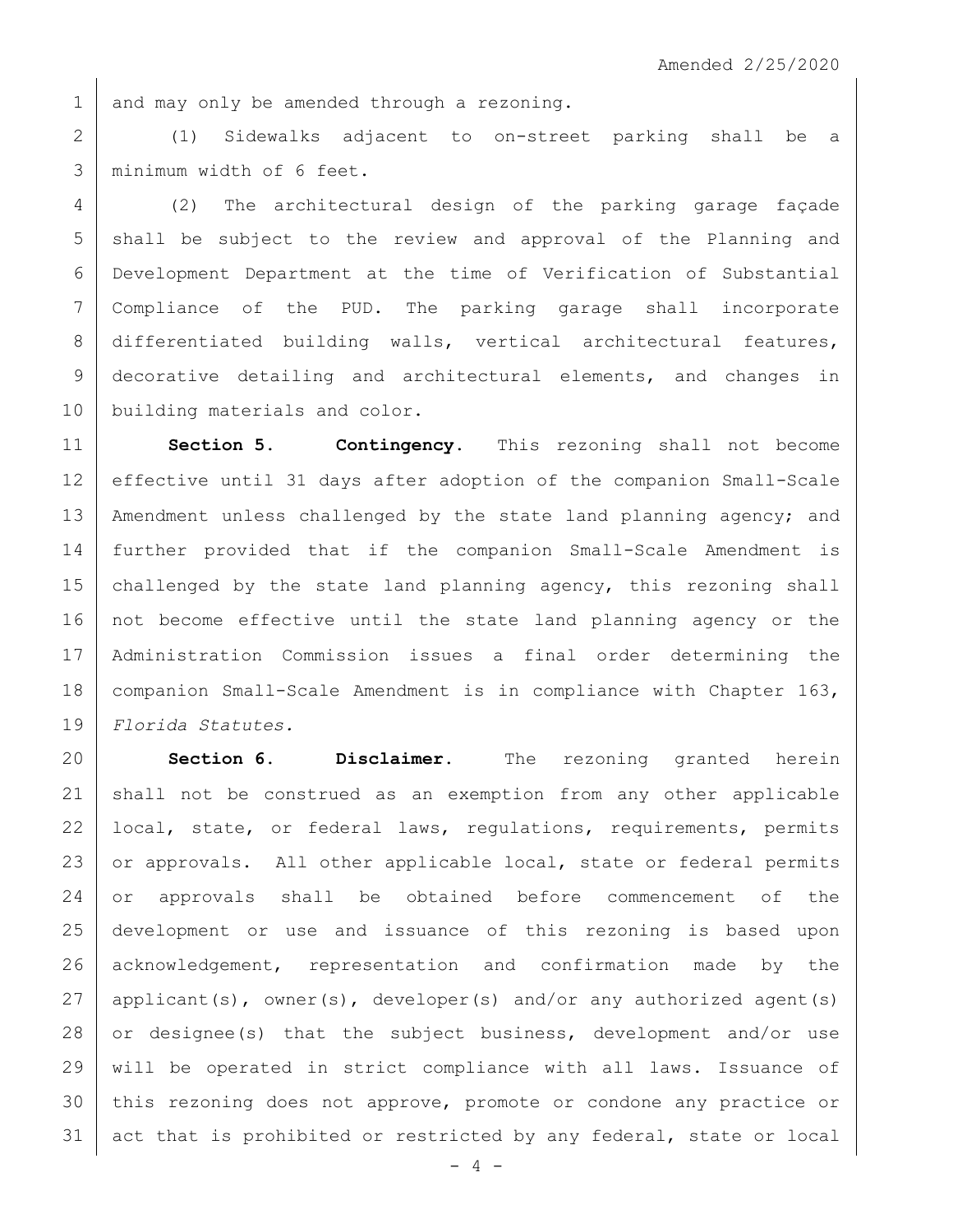and may only be amended through a rezoning.

(1) Sidewalks adjacent to on-street parking shall be a minimum width of 6 feet.

(2) The architectural design of the parking garage façade shall be subject to the review and approval of the Planning and Development Department at the time of Verification of Substantial Compliance of the PUD. The parking garage shall incorporate differentiated building walls, vertical architectural features, decorative detailing and architectural elements, and changes in building materials and color.

**Section 5. Contingency.** This rezoning shall not become effective until 31 days after adoption of the companion Small-Scale Amendment unless challenged by the state land planning agency; and further provided that if the companion Small-Scale Amendment is challenged by the state land planning agency, this rezoning shall not become effective until the state land planning agency or the Administration Commission issues a final order determining the companion Small-Scale Amendment is in compliance with Chapter 163, *Florida Statutes.*

**Section 6. Disclaimer.** The rezoning granted herein shall not be construed as an exemption from any other applicable local, state, or federal laws, regulations, requirements, permits or approvals. All other applicable local, state or federal permits or approvals shall be obtained before commencement of the development or use and issuance of this rezoning is based upon acknowledgement, representation and confirmation made by the applicant(s), owner(s), developer(s) and/or any authorized agent(s) or designee(s) that the subject business, development and/or use will be operated in strict compliance with all laws. Issuance of this rezoning does not approve, promote or condone any practice or act that is prohibited or restricted by any federal, state or local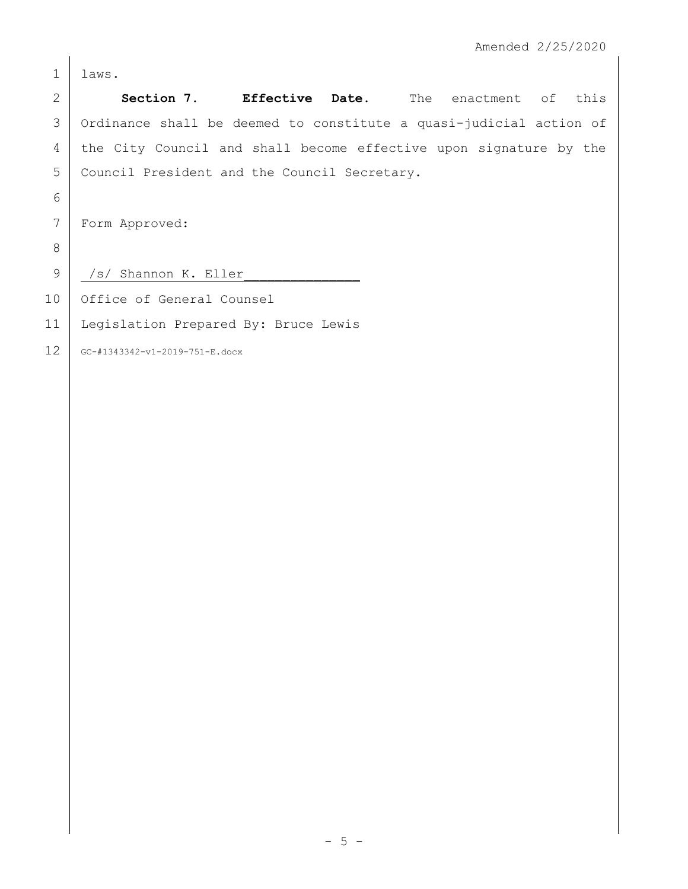laws.

**Section 7. Effective Date.** The enactment of this Ordinance shall be deemed to constitute a quasi-judicial action of the City Council and shall become effective upon signature by the Council President and the Council Secretary.

Form Approved:

/s/ Shannon K. Eller

Office of General Counsel

Legislation Prepared By: Bruce Lewis

GC-#1343342-v1-2019-751-E.docx